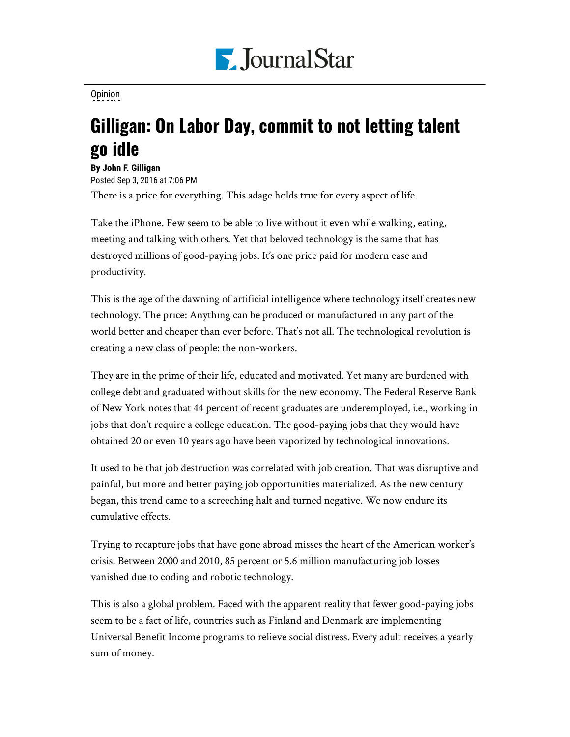Opinion

# Gilligan: On Labor Day, commit to not letting talent go idle

**By John F. Gilligan**

Posted Sep 3, 2016 at 7:06 PM

There is a price for everything. This adage holds true for every aspect of life.

Take the iPhone. Few seem to be able to live without it even while walking, eating, meeting and talking with others. Yet that beloved technology is the same that has destroyed millions of good-paying jobs. It's one price paid for modern ease and productivity.

This is the age of the dawning of artificial intelligence where technology itself creates new technology. The price: Anything can be produced or manufactured in any part of the world better and cheaper than ever before. That's not all. The technological revolution is creating a new class of people: the non-workers.

They are in the prime of their life, educated and motivated. Yet many are burdened with college debt and graduated without skills for the new economy. The Federal Reserve Bank of New York notes that 44 percent of recent graduates are underemployed, i.e., working in jobs that don't require a college education. The good-paying jobs that they would have obtained 20 or even 10 years ago have been vaporized by technological innovations.

It used to be that job destruction was correlated with job creation. That was disruptive and painful, but more and better paying job opportunities materialized. As the new century began, this trend came to a screeching halt and turned negative. We now endure its cumulative effects.

Trying to recapture jobs that have gone abroad misses the heart of the American worker's crisis. Between 2000 and 2010, 85 percent or 5.6 million manufacturing job losses vanished due to coding and robotic technology.

This is also a global problem. Faced with the apparent reality that fewer good-paying jobs seem to be a fact of life, countries such as Finland and Denmark are implementing Universal Benefit Income programs to relieve social distress. Every adult receives a yearly sum of money.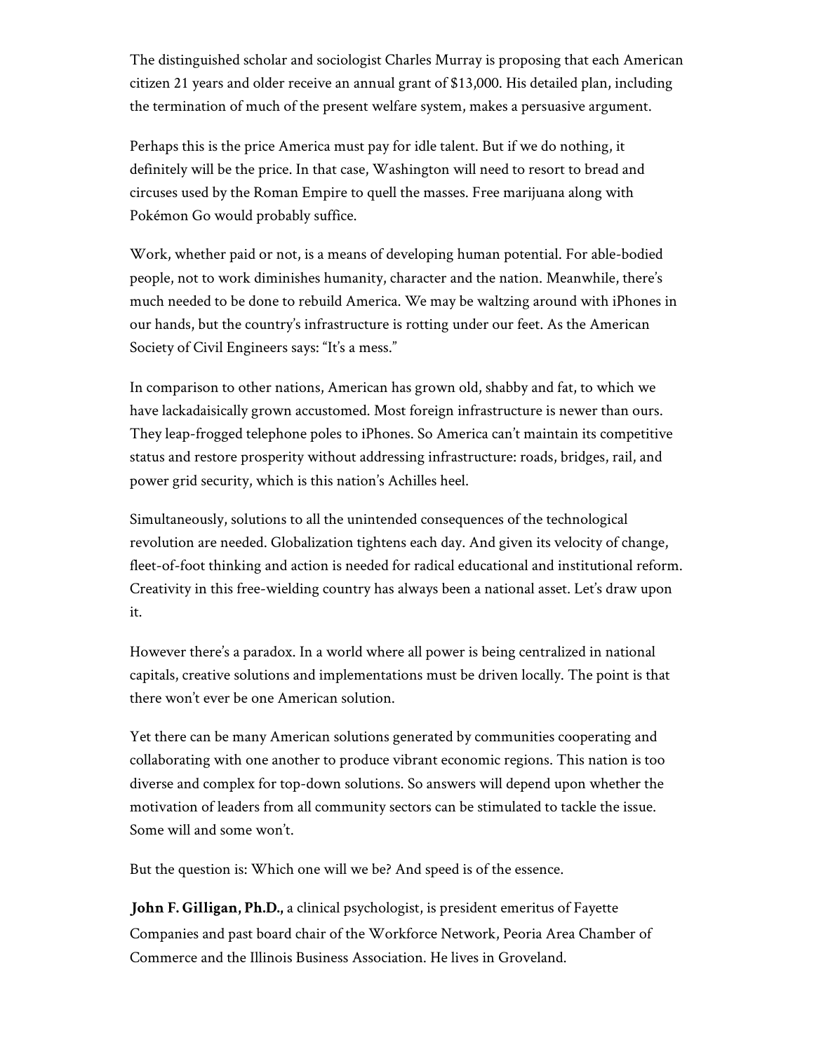The distinguished scholar and sociologist Charles Murray is proposing that each American citizen 21 years and older receive an annual grant of $13,000. His detailed plan, including the termination of much of the present welfare system, makes a persuasive argument.

Perhaps this is the price America must pay for idle talent. But if we do nothing, it definitely will be the price. In that case, Washington will need to resort to bread and circuses used by the Roman Empire to quell the masses. Free marijuana along with Pokémon Go would probably suffice.

Work, whether paid or not, is a means of developing human potential. For able-bodied people, not to work diminishes humanity, character and the nation. Meanwhile, there's much needed to be done to rebuild America. We may be waltzing around with iPhones in our hands, but the country's infrastructure is rotting under our feet. As the American Society of Civil Engineers says: "It's a mess."

In comparison to other nations, American has grown old, shabby and fat, to which we have lackadaisically grown accustomed. Most foreign infrastructure is newer than ours. They leap-frogged telephone poles to iPhones. So America can't maintain its competitive status and restore prosperity without addressing infrastructure: roads, bridges, rail, and power grid security, which is this nation's Achilles heel.

Simultaneously, solutions to all the unintended consequences of the technological revolution are needed. Globalization tightens each day. And given its velocity of change, fleet-of-foot thinking and action is needed for radical educational and institutional reform. Creativity in this free-wielding country has always been a national asset. Let's draw upon it.

However there's a paradox. In a world where all power is being centralized in national capitals, creative solutions and implementations must be driven locally. The point is that there won't ever be one American solution.

Yet there can be many American solutions generated by communities cooperating and collaborating with one another to produce vibrant economic regions. This nation is too diverse and complex for top-down solutions. So answers will depend upon whether the motivation of leaders from all community sectors can be stimulated to tackle the issue. Some will and some won't.

But the question is: Which one will we be? And speed is of the essence.

**John F. Gilligan, Ph.D.,** a clinical psychologist, is president emeritus of Fayette Companies and past board chair of the Workforce Network, Peoria Area Chamber of Commerce and the Illinois Business Association. He lives in Groveland.